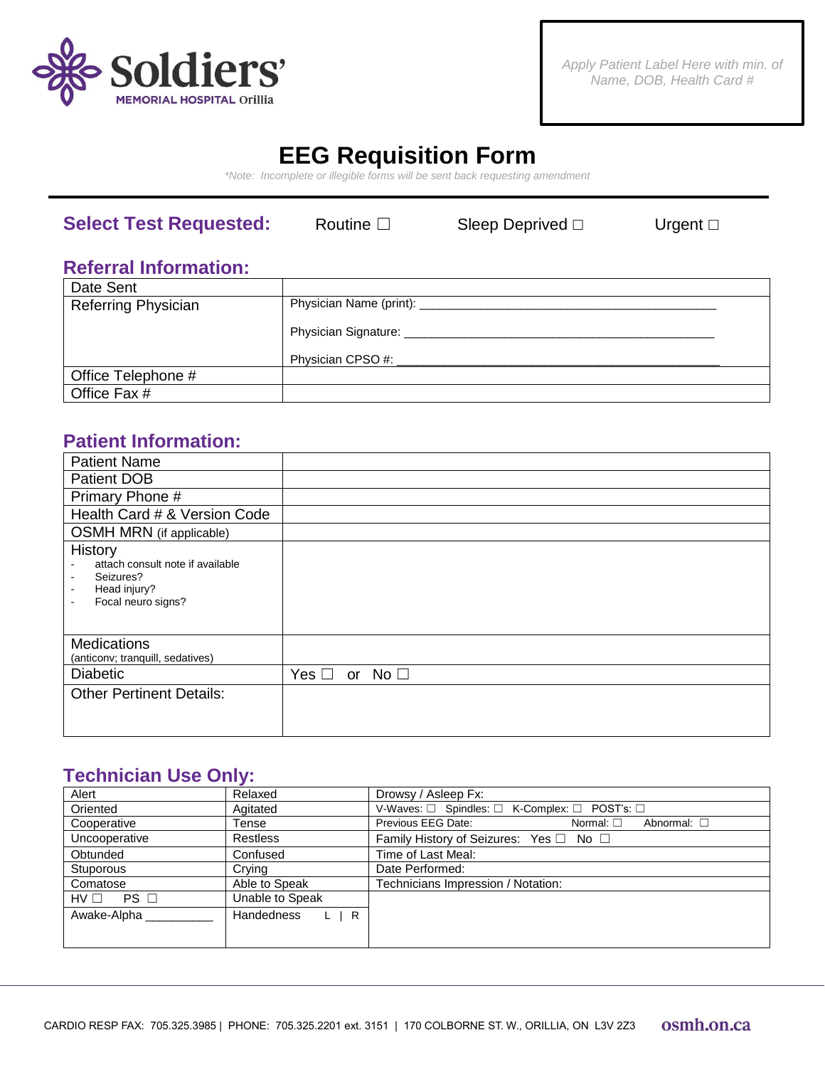Soldiers' MEMORIAL HOSPITAL Orillia

*Apply Patient Label Here with min. of Name, DOB, Health Card #*

# EEG Requisition Form

*\*Note: Incomplete or illegible forms will be sent back requesting amendment*

## Select Test Requested:

Routine ☐ Sleep Deprived ☐ Urgent ☐

## Referral Information:

| | |
|---|---|
| Date Sent | |
| Referring Physician | Physician Name (print): ___________________________________________<br>Physician Signature: ___________________________________________<br>Physician CPSO #: ___________________________________________ |
| Office Telephone # | |
| Office Fax # | |

## Patient Information:

| | |
|---|---|
| Patient Name | |
| Patient DOB | |
| Primary Phone # | |
| Health Card # & Version Code | |
| OSMH MRN (if applicable) | |
| History<br>- attach consult note if available<br>- Seizures?<br>- Head injury?<br>- Focal neuro signs? | |
| Medications<br>(anticonv; tranquill, sedatives) | |
| Diabetic | Yes ☐ or No ☐ |
| Other Pertinent Details: | |

## Technician Use Only:

| | | |
|---|---|---|
| Alert | Relaxed | Drowsy / Asleep Fx: |
| Oriented | Agitated | V-Waves: ☐ Spindles: ☐ K-Complex: ☐ POST's: ☐ |
| Cooperative | Tense | Previous EEG Date: Normal: ☐ Abnormal: ☐ |
| Uncooperative | Restless | Family History of Seizures: Yes ☐ No ☐ |
| Obtunded | Confused | Time of Last Meal: |
| Stuporous | Crying | Date Performed: |
| Comatose | Able to Speak | Technicians Impression / Notation: |
| HV ☐ PS ☐ | Unable to Speak | |
| Awake-Alpha __________ | Handedness L \| R | |

CARDIO RESP FAX: 705.325.3985 | PHONE: 705.325.2201 ext. 3151 | 170 COLBORNE ST. W., ORILLIA, ON L3V 2Z3 osmh.on.ca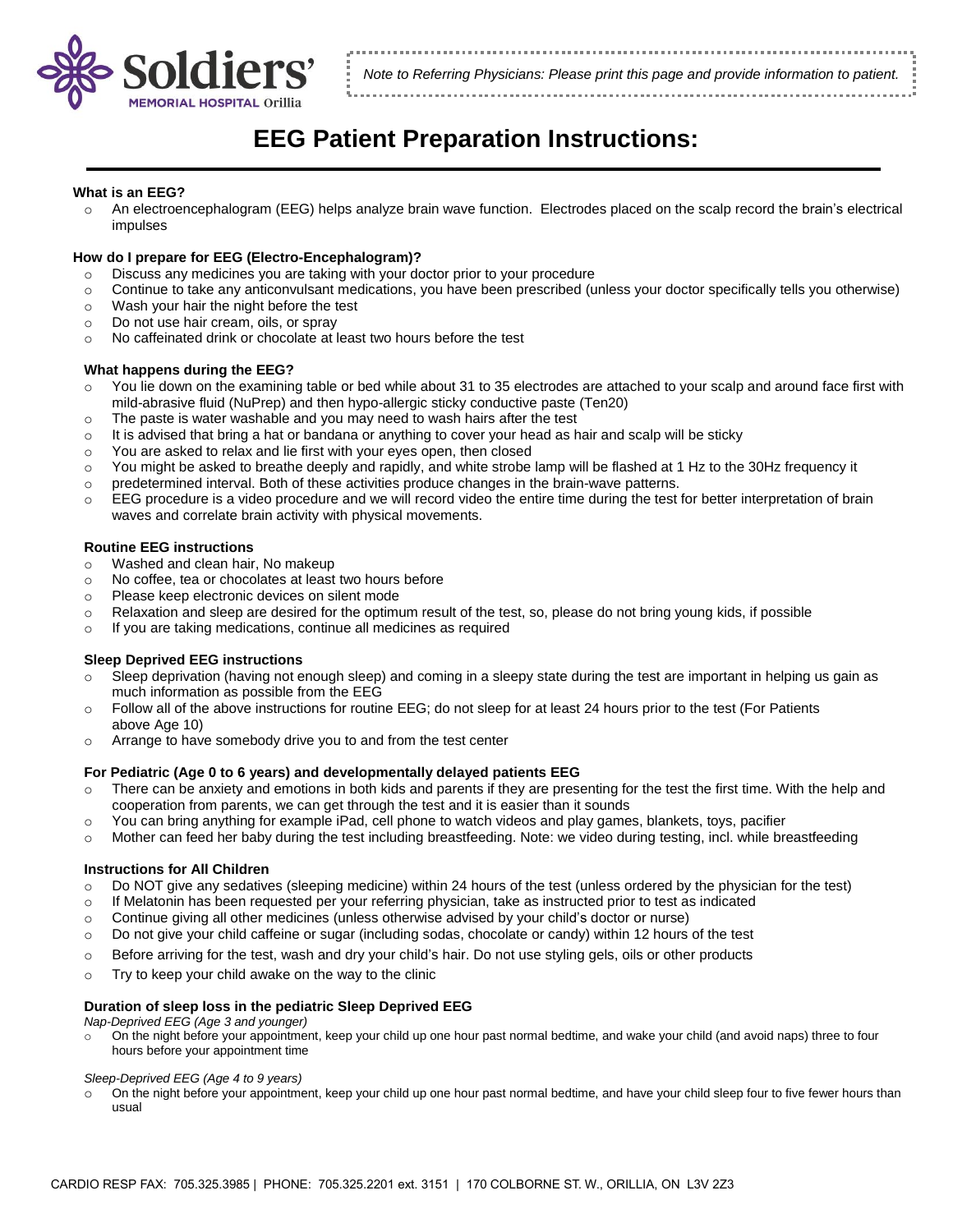*Note to Referring Physicians: Please print this page and provide information to patient.*

# EEG Patient Preparation Instructions:

**What is an EEG?**

- An electroencephalogram (EEG) helps analyze brain wave function. Electrodes placed on the scalp record the brain's electrical impulses

**How do I prepare for EEG (Electro-Encephalogram)?**

- Discuss any medicines you are taking with your doctor prior to your procedure
- Continue to take any anticonvulsant medications, you have been prescribed (unless your doctor specifically tells you otherwise)
- Wash your hair the night before the test
- Do not use hair cream, oils, or spray
- No caffeinated drink or chocolate at least two hours before the test

**What happens during the EEG?**

- You lie down on the examining table or bed while about 31 to 35 electrodes are attached to your scalp and around face first with mild-abrasive fluid (NuPrep) and then hypo-allergic sticky conductive paste (Ten20)
- The paste is water washable and you may need to wash hairs after the test
- It is advised that bring a hat or bandana or anything to cover your head as hair and scalp will be sticky
- You are asked to relax and lie first with your eyes open, then closed
- You might be asked to breathe deeply and rapidly, and white strobe lamp will be flashed at 1 Hz to the 30Hz frequency it
- predetermined interval. Both of these activities produce changes in the brain-wave patterns.
- EEG procedure is a video procedure and we will record video the entire time during the test for better interpretation of brain waves and correlate brain activity with physical movements.

**Routine EEG instructions**

- Washed and clean hair, No makeup
- No coffee, tea or chocolates at least two hours before
- Please keep electronic devices on silent mode
- Relaxation and sleep are desired for the optimum result of the test, so, please do not bring young kids, if possible
- If you are taking medications, continue all medicines as required

**Sleep Deprived EEG instructions**

- Sleep deprivation (having not enough sleep) and coming in a sleepy state during the test are important in helping us gain as much information as possible from the EEG
- Follow all of the above instructions for routine EEG; do not sleep for at least 24 hours prior to the test (For Patients above Age 10)
- Arrange to have somebody drive you to and from the test center

**For Pediatric (Age 0 to 6 years) and developmentally delayed patients EEG**

- There can be anxiety and emotions in both kids and parents if they are presenting for the test the first time. With the help and cooperation from parents, we can get through the test and it is easier than it sounds
- You can bring anything for example iPad, cell phone to watch videos and play games, blankets, toys, pacifier
- Mother can feed her baby during the test including breastfeeding. Note: we video during testing, incl. while breastfeeding

**Instructions for All Children**

- Do NOT give any sedatives (sleeping medicine) within 24 hours of the test (unless ordered by the physician for the test)
- If Melatonin has been requested per your referring physician, take as instructed prior to test as indicated
- Continue giving all other medicines (unless otherwise advised by your child's doctor or nurse)
- Do not give your child caffeine or sugar (including sodas, chocolate or candy) within 12 hours of the test
- Before arriving for the test, wash and dry your child's hair. Do not use styling gels, oils or other products
- Try to keep your child awake on the way to the clinic

**Duration of sleep loss in the pediatric Sleep Deprived EEG**

*Nap-Deprived EEG (Age 3 and younger)*

- On the night before your appointment, keep your child up one hour past normal bedtime, and wake your child (and avoid naps) three to four hours before your appointment time

*Sleep-Deprived EEG (Age 4 to 9 years)*

- On the night before your appointment, keep your child up one hour past normal bedtime, and have your child sleep four to five fewer hours than usual

CARDIO RESP FAX: 705.325.3985 | PHONE: 705.325.2201 ext. 3151 | 170 COLBORNE ST. W., ORILLIA, ON L3V 2Z3